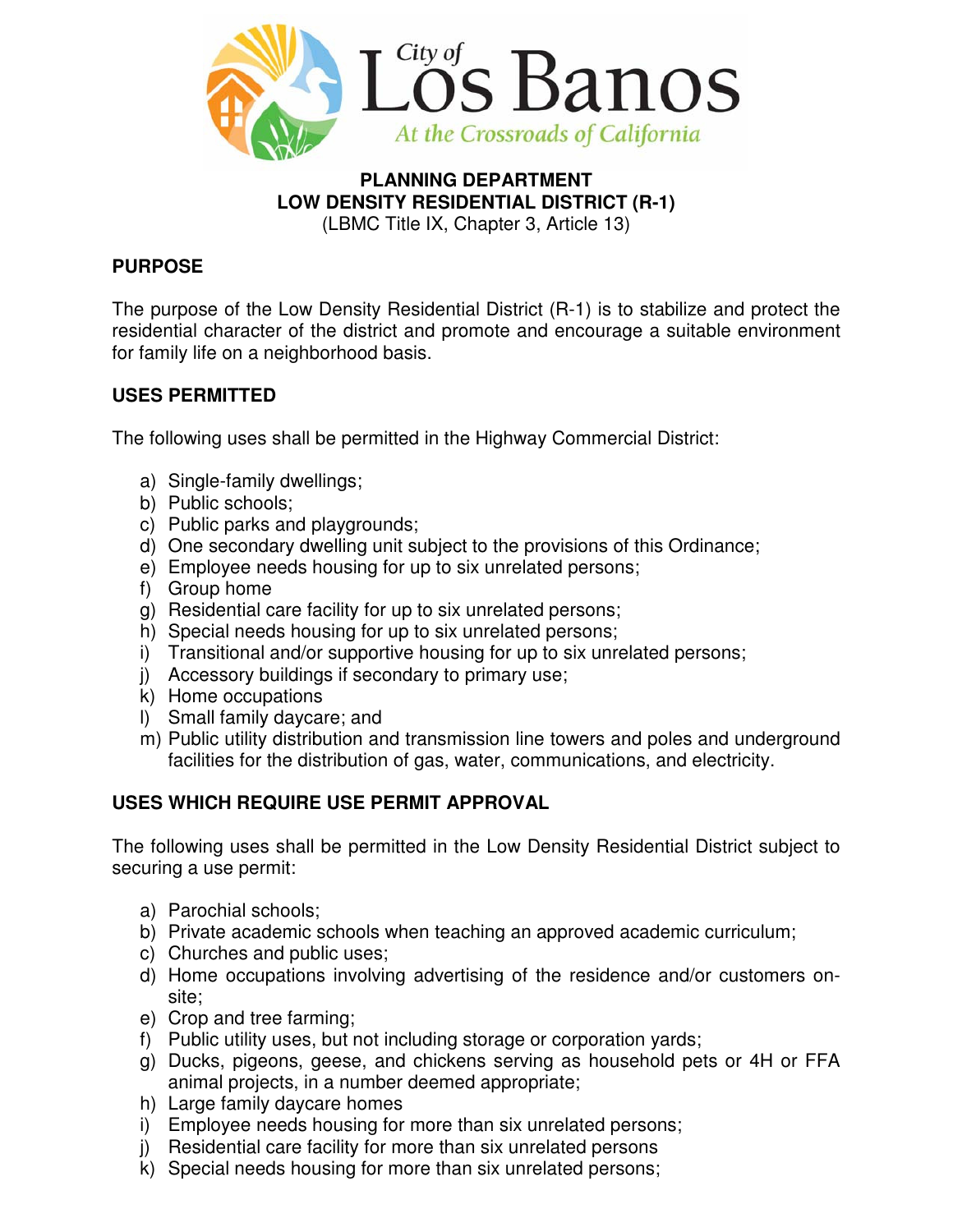City of Los Banos

*At the Crossroads of California*

**PLANNING DEPARTMENT**
**LOW DENSITY RESIDENTIAL DISTRICT (R-1)**
(LBMC Title IX, Chapter 3, Article 13)

## PURPOSE

The purpose of the Low Density Residential District (R-1) is to stabilize and protect the residential character of the district and promote and encourage a suitable environment for family life on a neighborhood basis.

## USES PERMITTED

The following uses shall be permitted in the Highway Commercial District:

a) Single-family dwellings;
b) Public schools;
c) Public parks and playgrounds;
d) One secondary dwelling unit subject to the provisions of this Ordinance;
e) Employee needs housing for up to six unrelated persons;
f) Group home
g) Residential care facility for up to six unrelated persons;
h) Special needs housing for up to six unrelated persons;
i) Transitional and/or supportive housing for up to six unrelated persons;
j) Accessory buildings if secondary to primary use;
k) Home occupations
l) Small family daycare; and
m) Public utility distribution and transmission line towers and poles and underground facilities for the distribution of gas, water, communications, and electricity.

## USES WHICH REQUIRE USE PERMIT APPROVAL

The following uses shall be permitted in the Low Density Residential District subject to securing a use permit:

a) Parochial schools;
b) Private academic schools when teaching an approved academic curriculum;
c) Churches and public uses;
d) Home occupations involving advertising of the residence and/or customers on-site;
e) Crop and tree farming;
f) Public utility uses, but not including storage or corporation yards;
g) Ducks, pigeons, geese, and chickens serving as household pets or 4H or FFA animal projects, in a number deemed appropriate;
h) Large family daycare homes
i) Employee needs housing for more than six unrelated persons;
j) Residential care facility for more than six unrelated persons
k) Special needs housing for more than six unrelated persons;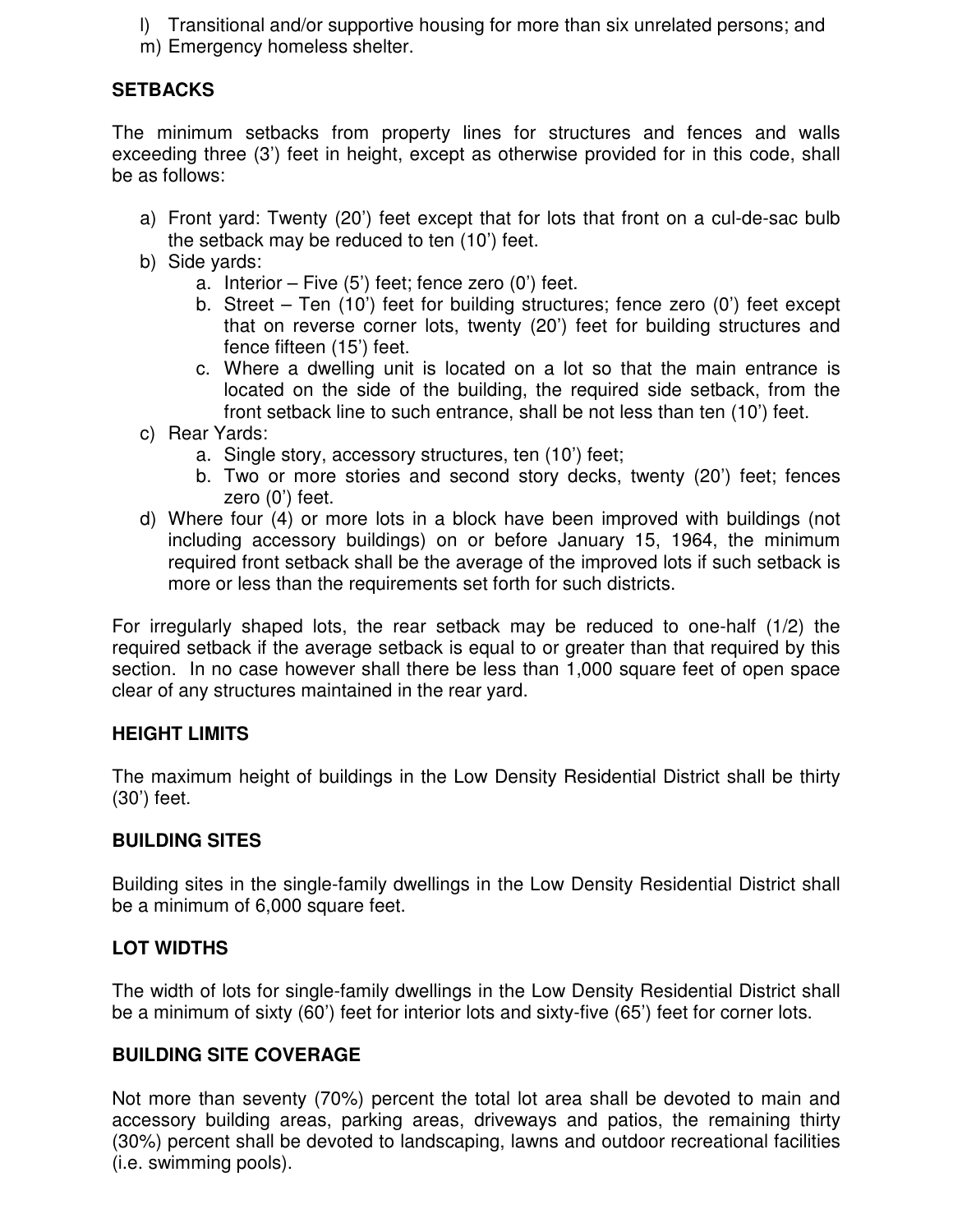l) Transitional and/or supportive housing for more than six unrelated persons; and
m) Emergency homeless shelter.

**SETBACKS**

The minimum setbacks from property lines for structures and fences and walls exceeding three (3') feet in height, except as otherwise provided for in this code, shall be as follows:

a) Front yard: Twenty (20') feet except that for lots that front on a cul-de-sac bulb the setback may be reduced to ten (10') feet.
b) Side yards:
    a. Interior – Five (5') feet; fence zero (0') feet.
    b. Street – Ten (10') feet for building structures; fence zero (0') feet except that on reverse corner lots, twenty (20') feet for building structures and fence fifteen (15') feet.
    c. Where a dwelling unit is located on a lot so that the main entrance is located on the side of the building, the required side setback, from the front setback line to such entrance, shall be not less than ten (10') feet.
c) Rear Yards:
    a. Single story, accessory structures, ten (10') feet;
    b. Two or more stories and second story decks, twenty (20') feet; fences zero (0') feet.
d) Where four (4) or more lots in a block have been improved with buildings (not including accessory buildings) on or before January 15, 1964, the minimum required front setback shall be the average of the improved lots if such setback is more or less than the requirements set forth for such districts.

For irregularly shaped lots, the rear setback may be reduced to one-half (1/2) the required setback if the average setback is equal to or greater than that required by this section. In no case however shall there be less than 1,000 square feet of open space clear of any structures maintained in the rear yard.

**HEIGHT LIMITS**

The maximum height of buildings in the Low Density Residential District shall be thirty (30') feet.

**BUILDING SITES**

Building sites in the single-family dwellings in the Low Density Residential District shall be a minimum of 6,000 square feet.

**LOT WIDTHS**

The width of lots for single-family dwellings in the Low Density Residential District shall be a minimum of sixty (60') feet for interior lots and sixty-five (65') feet for corner lots.

**BUILDING SITE COVERAGE**

Not more than seventy (70%) percent the total lot area shall be devoted to main and accessory building areas, parking areas, driveways and patios, the remaining thirty (30%) percent shall be devoted to landscaping, lawns and outdoor recreational facilities (i.e. swimming pools).